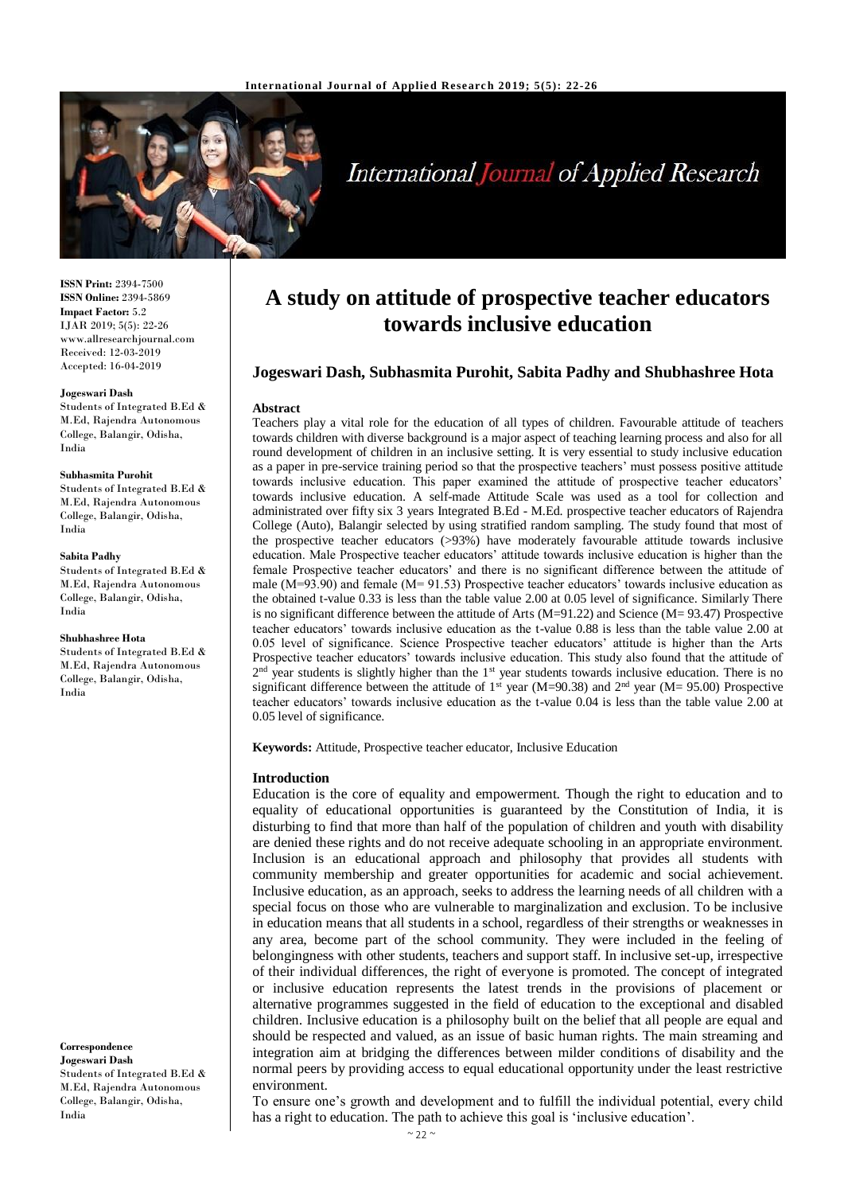ISSN Print: 2394-7500
ISSN Online: 2394-5869
Impact Factor: 5.2
IJAR 2019; 5(5): 22-26
www.allresearchjournal.com
Received: 12-03-2019
Accepted: 16-04-2019

**Jogeswari Dash**
Students of Integrated B.Ed & M.Ed, Rajendra Autonomous College, Balangir, Odisha, India

**Subhasmita Purohit**
Students of Integrated B.Ed & M.Ed, Rajendra Autonomous College, Balangir, Odisha, India

**Sabita Padhy**
Students of Integrated B.Ed & M.Ed, Rajendra Autonomous College, Balangir, Odisha, India

**Shubhashree Hota**
Students of Integrated B.Ed & M.Ed, Rajendra Autonomous College, Balangir, Odisha, India

**Correspondence**
**Jogeswari Dash**
Students of Integrated B.Ed & M.Ed, Rajendra Autonomous College, Balangir, Odisha, India

# A study on attitude of prospective teacher educators towards inclusive education

**Jogeswari Dash, Subhasmita Purohit, Sabita Padhy and Shubhashree Hota**

### Abstract

Teachers play a vital role for the education of all types of children. Favourable attitude of teachers towards children with diverse background is a major aspect of teaching learning process and also for all round development of children in an inclusive setting. It is very essential to study inclusive education as a paper in pre-service training period so that the prospective teachers' must possess positive attitude towards inclusive education. This paper examined the attitude of prospective teacher educators' towards inclusive education. A self-made Attitude Scale was used as a tool for collection and administrated over fifty six 3 years Integrated B.Ed - M.Ed. prospective teacher educators of Rajendra College (Auto), Balangir selected by using stratified random sampling. The study found that most of the prospective teacher educators (>93%) have moderately favourable attitude towards inclusive education. Male Prospective teacher educators' attitude towards inclusive education is higher than the female Prospective teacher educators' and there is no significant difference between the attitude of male (M=93.90) and female (M= 91.53) Prospective teacher educators' towards inclusive education as the obtained t-value 0.33 is less than the table value 2.00 at 0.05 level of significance. Similarly There is no significant difference between the attitude of Arts (M=91.22) and Science (M= 93.47) Prospective teacher educators' towards inclusive education as the t-value 0.88 is less than the table value 2.00 at 0.05 level of significance. Science Prospective teacher educators' attitude is higher than the Arts Prospective teacher educators' towards inclusive education. This study also found that the attitude of 2nd year students is slightly higher than the 1st year students towards inclusive education. There is no significant difference between the attitude of 1st year (M=90.38) and 2nd year (M= 95.00) Prospective teacher educators' towards inclusive education as the t-value 0.04 is less than the table value 2.00 at 0.05 level of significance.

**Keywords:** Attitude, Prospective teacher educator, Inclusive Education

### Introduction

Education is the core of equality and empowerment. Though the right to education and to equality of educational opportunities is guaranteed by the Constitution of India, it is disturbing to find that more than half of the population of children and youth with disability are denied these rights and do not receive adequate schooling in an appropriate environment. Inclusion is an educational approach and philosophy that provides all students with community membership and greater opportunities for academic and social achievement. Inclusive education, as an approach, seeks to address the learning needs of all children with a special focus on those who are vulnerable to marginalization and exclusion. To be inclusive in education means that all students in a school, regardless of their strengths or weaknesses in any area, become part of the school community. They were included in the feeling of belongingness with other students, teachers and support staff. In inclusive set-up, irrespective of their individual differences, the right of everyone is promoted. The concept of integrated or inclusive education represents the latest trends in the provisions of placement or alternative programmes suggested in the field of education to the exceptional and disabled children. Inclusive education is a philosophy built on the belief that all people are equal and should be respected and valued, as an issue of basic human rights. The main streaming and integration aim at bridging the differences between milder conditions of disability and the normal peers by providing access to equal educational opportunity under the least restrictive environment.

To ensure one's growth and development and to fulfill the individual potential, every child has a right to education. The path to achieve this goal is 'inclusive education'.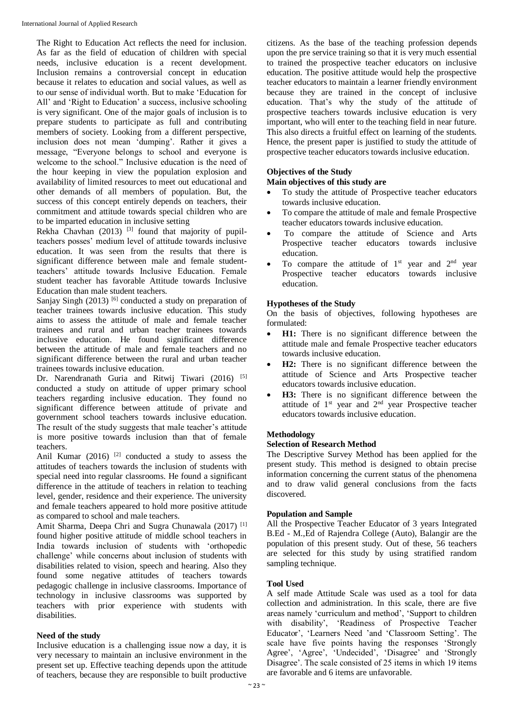The Right to Education Act reflects the need for inclusion. As far as the field of education of children with special needs, inclusive education is a recent development. Inclusion remains a controversial concept in education because it relates to education and social values, as well as to our sense of individual worth. But to make 'Education for All' and 'Right to Education' a success, inclusive schooling is very significant. One of the major goals of inclusion is to prepare students to participate as full and contributing members of society. Looking from a different perspective, inclusion does not mean 'dumping'. Rather it gives a message, "Everyone belongs to school and everyone is welcome to the school." Inclusive education is the need of the hour keeping in view the population explosion and availability of limited resources to meet out educational and other demands of all members of population. But, the success of this concept entirely depends on teachers, their commitment and attitude towards special children who are to be imparted education in inclusive setting

Rekha Chavhan (2013) [3] found that majority of pupil-teachers posses' medium level of attitude towards inclusive education. It was seen from the results that there is significant difference between male and female student-teachers' attitude towards Inclusive Education. Female student teacher has favorable Attitude towards Inclusive Education than male student teachers.

Sanjay Singh (2013) [6] conducted a study on preparation of teacher trainees towards inclusive education. This study aims to assess the attitude of male and female teacher trainees and rural and urban teacher trainees towards inclusive education. He found significant difference between the attitude of male and female teachers and no significant difference between the rural and urban teacher trainees towards inclusive education.

Dr. Narendranath Guria and Ritwij Tiwari (2016) [5] conducted a study on attitude of upper primary school teachers regarding inclusive education. They found no significant difference between attitude of private and government school teachers towards inclusive education. The result of the study suggests that male teacher's attitude is more positive towards inclusion than that of female teachers.

Anil Kumar (2016) [2] conducted a study to assess the attitudes of teachers towards the inclusion of students with special need into regular classrooms. He found a significant difference in the attitude of teachers in relation to teaching level, gender, residence and their experience. The university and female teachers appeared to hold more positive attitude as compared to school and male teachers.

Amit Sharma, Deepa Chri and Sugra Chunawala (2017) [1] found higher positive attitude of middle school teachers in India towards inclusion of students with 'orthopedic challenge' while concerns about inclusion of students with disabilities related to vision, speech and hearing. Also they found some negative attitudes of teachers towards pedagogic challenge in inclusive classrooms. Importance of technology in inclusive classrooms was supported by teachers with prior experience with students with disabilities.

**Need of the study**

Inclusive education is a challenging issue now a day, it is very necessary to maintain an inclusive environment in the present set up. Effective teaching depends upon the attitude of teachers, because they are responsible to built productive citizens. As the base of the teaching profession depends upon the pre service training so that it is very much essential to trained the prospective teacher educators on inclusive education. The positive attitude would help the prospective teacher educators to maintain a learner friendly environment because they are trained in the concept of inclusive education. That's why the study of the attitude of prospective teachers towards inclusive education is very important, who will enter to the teaching field in near future. This also directs a fruitful effect on learning of the students. Hence, the present paper is justified to study the attitude of prospective teacher educators towards inclusive education.

**Objectives of the Study**

**Main objectives of this study are**

- To study the attitude of Prospective teacher educators towards inclusive education.
- To compare the attitude of male and female Prospective teacher educators towards inclusive education.
- To compare the attitude of Science and Arts Prospective teacher educators towards inclusive education.
- To compare the attitude of 1st year and 2nd year Prospective teacher educators towards inclusive education.

**Hypotheses of the Study**

On the basis of objectives, following hypotheses are formulated:

- **H1:** There is no significant difference between the attitude male and female Prospective teacher educators towards inclusive education.
- **H2:** There is no significant difference between the attitude of Science and Arts Prospective teacher educators towards inclusive education.
- **H3:** There is no significant difference between the attitude of 1st year and 2nd year Prospective teacher educators towards inclusive education.

**Methodology**

**Selection of Research Method**

The Descriptive Survey Method has been applied for the present study. This method is designed to obtain precise information concerning the current status of the phenomena and to draw valid general conclusions from the facts discovered.

**Population and Sample**

All the Prospective Teacher Educator of 3 years Integrated B.Ed - M.,Ed of Rajendra College (Auto), Balangir are the population of this present study. Out of these, 56 teachers are selected for this study by using stratified random sampling technique.

**Tool Used**

A self made Attitude Scale was used as a tool for data collection and administration. In this scale, there are five areas namely 'curriculum and method', 'Support to children with disability', 'Readiness of Prospective Teacher Educator', 'Learners Need 'and 'Classroom Setting'. The scale have five points having the responses 'Strongly Agree', 'Agree', 'Undecided', 'Disagree' and 'Strongly Disagree'. The scale consisted of 25 items in which 19 items are favorable and 6 items are unfavorable.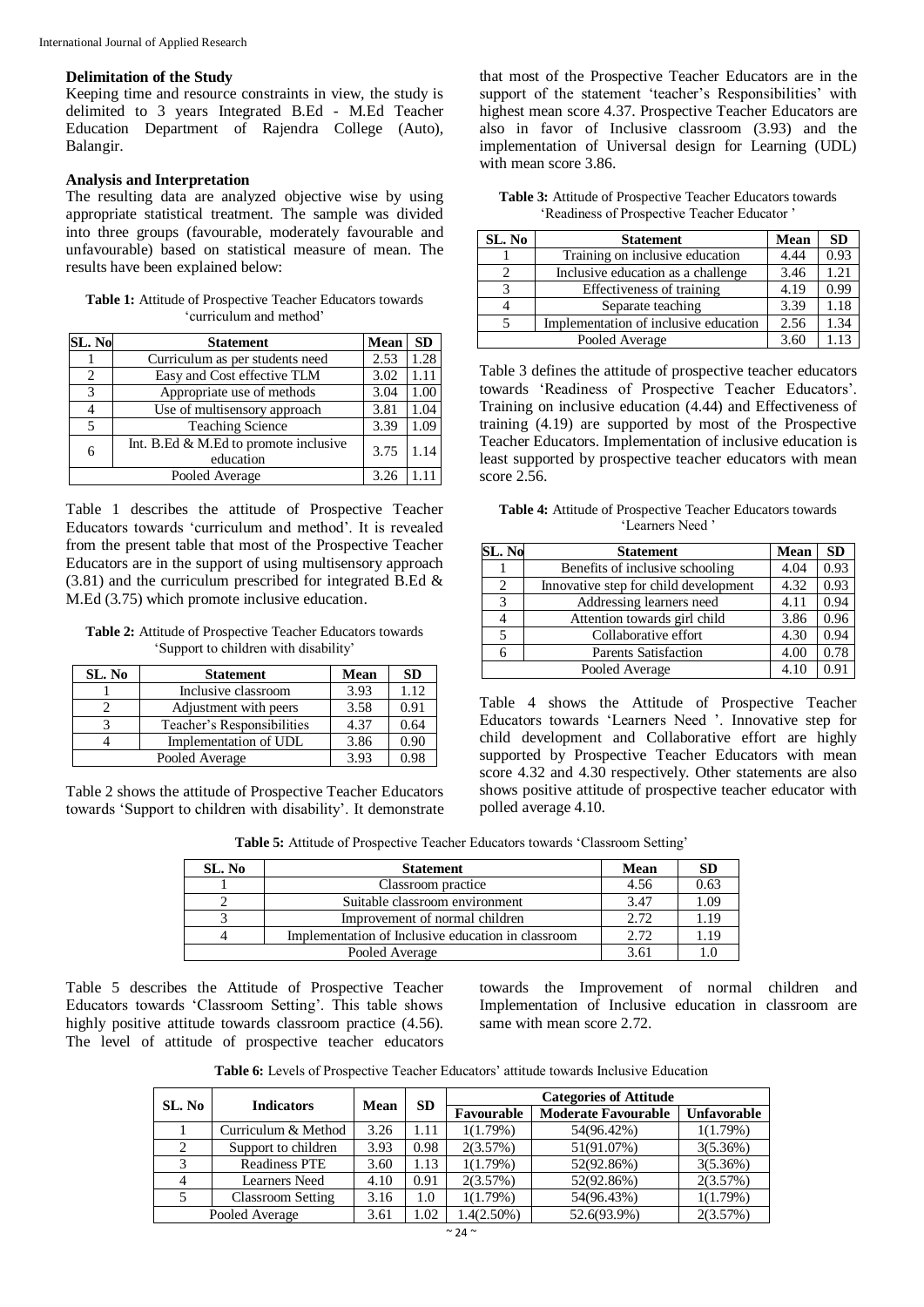### Delimitation of the Study

Keeping time and resource constraints in view, the study is delimited to 3 years Integrated B.Ed - M.Ed Teacher Education Department of Rajendra College (Auto), Balangir.

### Analysis and Interpretation

The resulting data are analyzed objective wise by using appropriate statistical treatment. The sample was divided into three groups (favourable, moderately favourable and unfavourable) based on statistical measure of mean. The results have been explained below:

**Table 1:** Attitude of Prospective Teacher Educators towards 'curriculum and method'

| SL. No | Statement | Mean | SD |
|---|---|---|---|
| 1 | Curriculum as per students need | 2.53 | 1.28 |
| 2 | Easy and Cost effective TLM | 3.02 | 1.11 |
| 3 | Appropriate use of methods | 3.04 | 1.00 |
| 4 | Use of multisensory approach | 3.81 | 1.04 |
| 5 | Teaching Science | 3.39 | 1.09 |
| 6 | Int. B.Ed & M.Ed to promote inclusive education | 3.75 | 1.14 |
| Pooled Average | | 3.26 | 1.11 |

Table 1 describes the attitude of Prospective Teacher Educators towards 'curriculum and method'. It is revealed from the present table that most of the Prospective Teacher Educators are in the support of using multisensory approach (3.81) and the curriculum prescribed for integrated B.Ed & M.Ed (3.75) which promote inclusive education.

**Table 2:** Attitude of Prospective Teacher Educators towards 'Support to children with disability'

| SL. No | Statement | Mean | SD |
|---|---|---|---|
| 1 | Inclusive classroom | 3.93 | 1.12 |
| 2 | Adjustment with peers | 3.58 | 0.91 |
| 3 | Teacher's Responsibilities | 4.37 | 0.64 |
| 4 | Implementation of UDL | 3.86 | 0.90 |
| Pooled Average | | 3.93 | 0.98 |

Table 2 shows the attitude of Prospective Teacher Educators towards 'Support to children with disability'. It demonstrate that most of the Prospective Teacher Educators are in the support of the statement 'teacher's Responsibilities' with highest mean score 4.37. Prospective Teacher Educators are also in favor of Inclusive classroom (3.93) and the implementation of Universal design for Learning (UDL) with mean score 3.86.

**Table 3:** Attitude of Prospective Teacher Educators towards 'Readiness of Prospective Teacher Educator '

| SL. No | Statement | Mean | SD |
|---|---|---|---|
| 1 | Training on inclusive education | 4.44 | 0.93 |
| 2 | Inclusive education as a challenge | 3.46 | 1.21 |
| 3 | Effectiveness of training | 4.19 | 0.99 |
| 4 | Separate teaching | 3.39 | 1.18 |
| 5 | Implementation of inclusive education | 2.56 | 1.34 |
| Pooled Average | | 3.60 | 1.13 |

Table 3 defines the attitude of prospective teacher educators towards 'Readiness of Prospective Teacher Educators'. Training on inclusive education (4.44) and Effectiveness of training (4.19) are supported by most of the Prospective Teacher Educators. Implementation of inclusive education is least supported by prospective teacher educators with mean score 2.56.

**Table 4:** Attitude of Prospective Teacher Educators towards 'Learners Need '

| SL. No | Statement | Mean | SD |
|---|---|---|---|
| 1 | Benefits of inclusive schooling | 4.04 | 0.93 |
| 2 | Innovative step for child development | 4.32 | 0.93 |
| 3 | Addressing learners need | 4.11 | 0.94 |
| 4 | Attention towards girl child | 3.86 | 0.96 |
| 5 | Collaborative effort | 4.30 | 0.94 |
| 6 | Parents Satisfaction | 4.00 | 0.78 |
| Pooled Average | | 4.10 | 0.91 |

Table 4 shows the Attitude of Prospective Teacher Educators towards 'Learners Need '. Innovative step for child development and Collaborative effort are highly supported by Prospective Teacher Educators with mean score 4.32 and 4.30 respectively. Other statements are also shows positive attitude of prospective teacher educator with polled average 4.10.

**Table 5:** Attitude of Prospective Teacher Educators towards 'Classroom Setting'

| SL. No | Statement | Mean | SD |
|---|---|---|---|
| 1 | Classroom practice | 4.56 | 0.63 |
| 2 | Suitable classroom environment | 3.47 | 1.09 |
| 3 | Improvement of normal children | 2.72 | 1.19 |
| 4 | Implementation of Inclusive education in classroom | 2.72 | 1.19 |
| Pooled Average | | 3.61 | 1.0 |

Table 5 describes the Attitude of Prospective Teacher Educators towards 'Classroom Setting'. This table shows highly positive attitude towards classroom practice (4.56). The level of attitude of prospective teacher educators towards the Improvement of normal children and Implementation of Inclusive education in classroom are same with mean score 2.72.

**Table 6:** Levels of Prospective Teacher Educators' attitude towards Inclusive Education

| SL. No | Indicators | Mean | SD | Categories of Attitude | | |
|---|---|---|---|---|---|---|
| | | | | Favourable | Moderate Favourable | Unfavorable |
| 1 | Curriculum & Method | 3.26 | 1.11 | 1(1.79%) | 54(96.42%) | 1(1.79%) |
| 2 | Support to children | 3.93 | 0.98 | 2(3.57%) | 51(91.07%) | 3(5.36%) |
| 3 | Readiness PTE | 3.60 | 1.13 | 1(1.79%) | 52(92.86%) | 3(5.36%) |
| 4 | Learners Need | 4.10 | 0.91 | 2(3.57%) | 52(92.86%) | 2(3.57%) |
| 5 | Classroom Setting | 3.16 | 1.0 | 1(1.79%) | 54(96.43%) | 1(1.79%) |
| Pooled Average | | 3.61 | 1.02 | 1.4(2.50%) | 52.6(93.9%) | 2(3.57%) |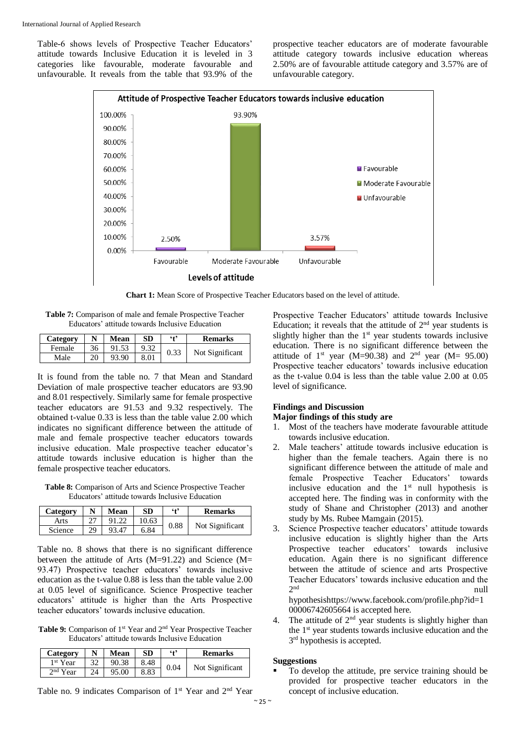Table-6 shows levels of Prospective Teacher Educators' attitude towards Inclusive Education it is leveled in 3 categories like favourable, moderate favourable and unfavourable. It reveals from the table that 93.9% of the prospective teacher educators are of moderate favourable attitude category towards inclusive education whereas 2.50% are of favourable attitude category and 3.57% are of unfavourable category.

**Chart 1:** Mean Score of Prospective Teacher Educators based on the level of attitude.

**Table 7:** Comparison of male and female Prospective Teacher Educators' attitude towards Inclusive Education

| Category | N | Mean | SD | 't' | Remarks |
|---|---|---|---|---|---|
| Female | 36 | 91.53 | 9.32 | 0.33 | Not Significant |
| Male | 20 | 93.90 | 8.01 | | |

It is found from the table no. 7 that Mean and Standard Deviation of male prospective teacher educators are 93.90 and 8.01 respectively. Similarly same for female prospective teacher educators are 91.53 and 9.32 respectively. The obtained t-value 0.33 is less than the table value 2.00 which indicates no significant difference between the attitude of male and female prospective teacher educators towards inclusive education. Male prospective teacher educator's attitude towards inclusive education is higher than the female prospective teacher educators.

**Table 8:** Comparison of Arts and Science Prospective Teacher Educators' attitude towards Inclusive Education

| Category | N | Mean | SD | 't' | Remarks |
|---|---|---|---|---|---|
| Arts | 27 | 91.22 | 10.63 | 0.88 | Not Significant |
| Science | 29 | 93.47 | 6.84 | | |

Table no. 8 shows that there is no significant difference between the attitude of Arts (M=91.22) and Science (M= 93.47) Prospective teacher educators' towards inclusive education as the t-value 0.88 is less than the table value 2.00 at 0.05 level of significance. Science Prospective teacher educators' attitude is higher than the Arts Prospective teacher educators' towards inclusive education.

**Table 9:** Comparison of 1st Year and 2nd Year Prospective Teacher Educators' attitude towards Inclusive Education

| Category | N | Mean | SD | 't' | Remarks |
|---|---|---|---|---|---|
| 1st Year | 32 | 90.38 | 8.48 | 0.04 | Not Significant |
| 2nd Year | 24 | 95.00 | 8.83 | | |

Table no. 9 indicates Comparison of 1st Year and 2nd Year Prospective Teacher Educators' attitude towards Inclusive Education; it reveals that the attitude of 2nd year students is slightly higher than the 1st year students towards inclusive education. There is no significant difference between the attitude of 1st year (M=90.38) and 2nd year (M= 95.00) Prospective teacher educators' towards inclusive education as the t-value 0.04 is less than the table value 2.00 at 0.05 level of significance.

## Findings and Discussion

### Major findings of this study are

1. Most of the teachers have moderate favourable attitude towards inclusive education.
2. Male teachers' attitude towards inclusive education is higher than the female teachers. Again there is no significant difference between the attitude of male and female Prospective Teacher Educators' towards inclusive education and the 1st null hypothesis is accepted here. The finding was in conformity with the study of Shane and Christopher (2013) and another study by Ms. Rubee Mamgain (2015).
3. Science Prospective teacher educators' attitude towards inclusive education is slightly higher than the Arts Prospective teacher educators' towards inclusive education. Again there is no significant difference between the attitude of science and arts Prospective Teacher Educators' towards inclusive education and the 2nd null hypothesishttps://www.facebook.com/profile.php?id=100006742605664 is accepted here.
4. The attitude of 2nd year students is slightly higher than the 1st year students towards inclusive education and the 3rd hypothesis is accepted.

## Suggestions

- To develop the attitude, pre service training should be provided for prospective teacher educators in the concept of inclusive education.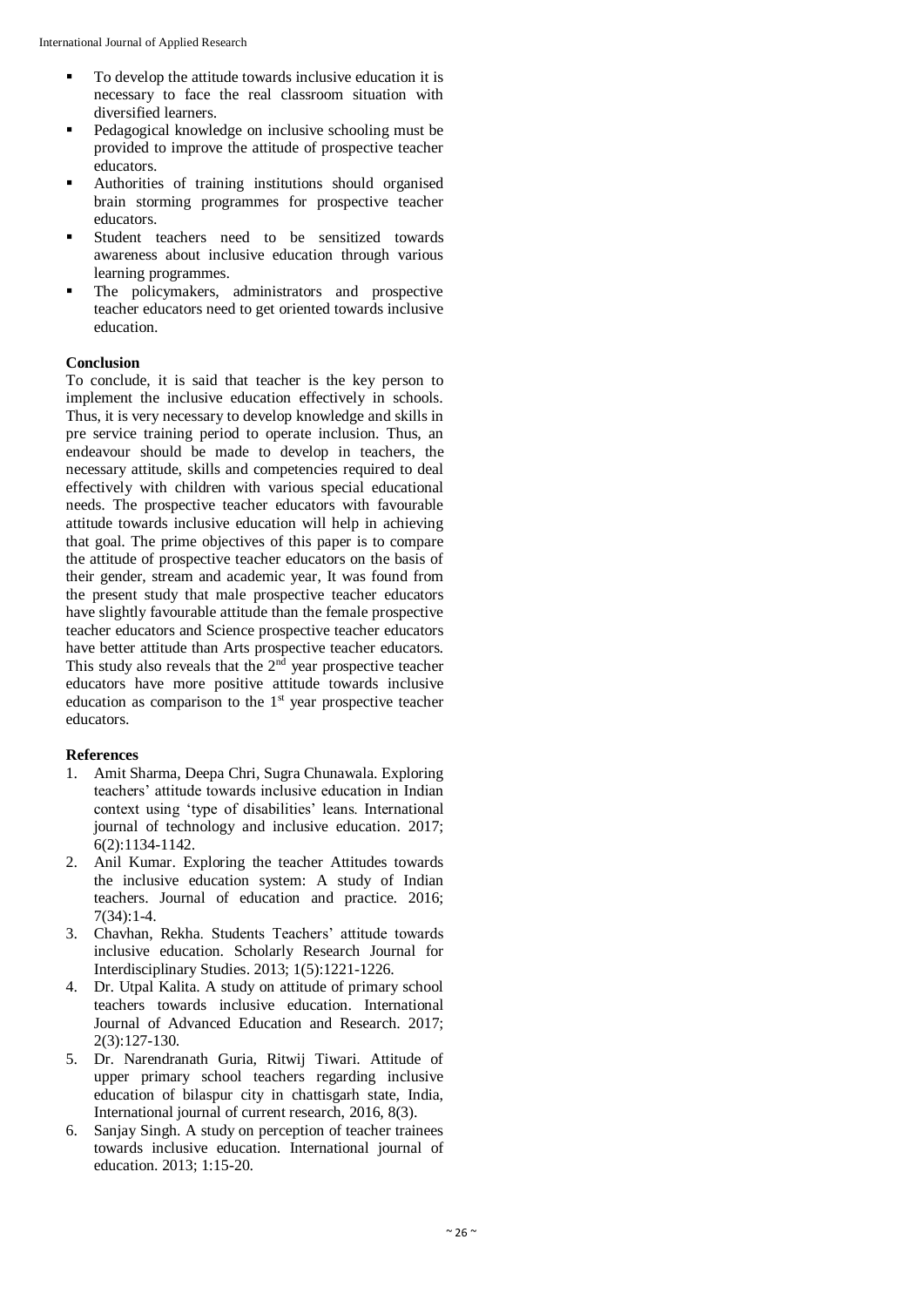- To develop the attitude towards inclusive education it is necessary to face the real classroom situation with diversified learners.
- Pedagogical knowledge on inclusive schooling must be provided to improve the attitude of prospective teacher educators.
- Authorities of training institutions should organised brain storming programmes for prospective teacher educators.
- Student teachers need to be sensitized towards awareness about inclusive education through various learning programmes.
- The policymakers, administrators and prospective teacher educators need to get oriented towards inclusive education.

**Conclusion**

To conclude, it is said that teacher is the key person to implement the inclusive education effectively in schools. Thus, it is very necessary to develop knowledge and skills in pre service training period to operate inclusion. Thus, an endeavour should be made to develop in teachers, the necessary attitude, skills and competencies required to deal effectively with children with various special educational needs. The prospective teacher educators with favourable attitude towards inclusive education will help in achieving that goal. The prime objectives of this paper is to compare the attitude of prospective teacher educators on the basis of their gender, stream and academic year, It was found from the present study that male prospective teacher educators have slightly favourable attitude than the female prospective teacher educators and Science prospective teacher educators have better attitude than Arts prospective teacher educators. This study also reveals that the 2nd year prospective teacher educators have more positive attitude towards inclusive education as comparison to the 1st year prospective teacher educators.

**References**

1. Amit Sharma, Deepa Chri, Sugra Chunawala. Exploring teachers' attitude towards inclusive education in Indian context using 'type of disabilities' leans. International journal of technology and inclusive education. 2017; 6(2):1134-1142.
2. Anil Kumar. Exploring the teacher Attitudes towards the inclusive education system: A study of Indian teachers. Journal of education and practice. 2016; 7(34):1-4.
3. Chavhan, Rekha. Students Teachers' attitude towards inclusive education. Scholarly Research Journal for Interdisciplinary Studies. 2013; 1(5):1221-1226.
4. Dr. Utpal Kalita. A study on attitude of primary school teachers towards inclusive education. International Journal of Advanced Education and Research. 2017; 2(3):127-130.
5. Dr. Narendranath Guria, Ritwij Tiwari. Attitude of upper primary school teachers regarding inclusive education of bilaspur city in chattisgarh state, India, International journal of current research, 2016, 8(3).
6. Sanjay Singh. A study on perception of teacher trainees towards inclusive education. International journal of education. 2013; 1:15-20.